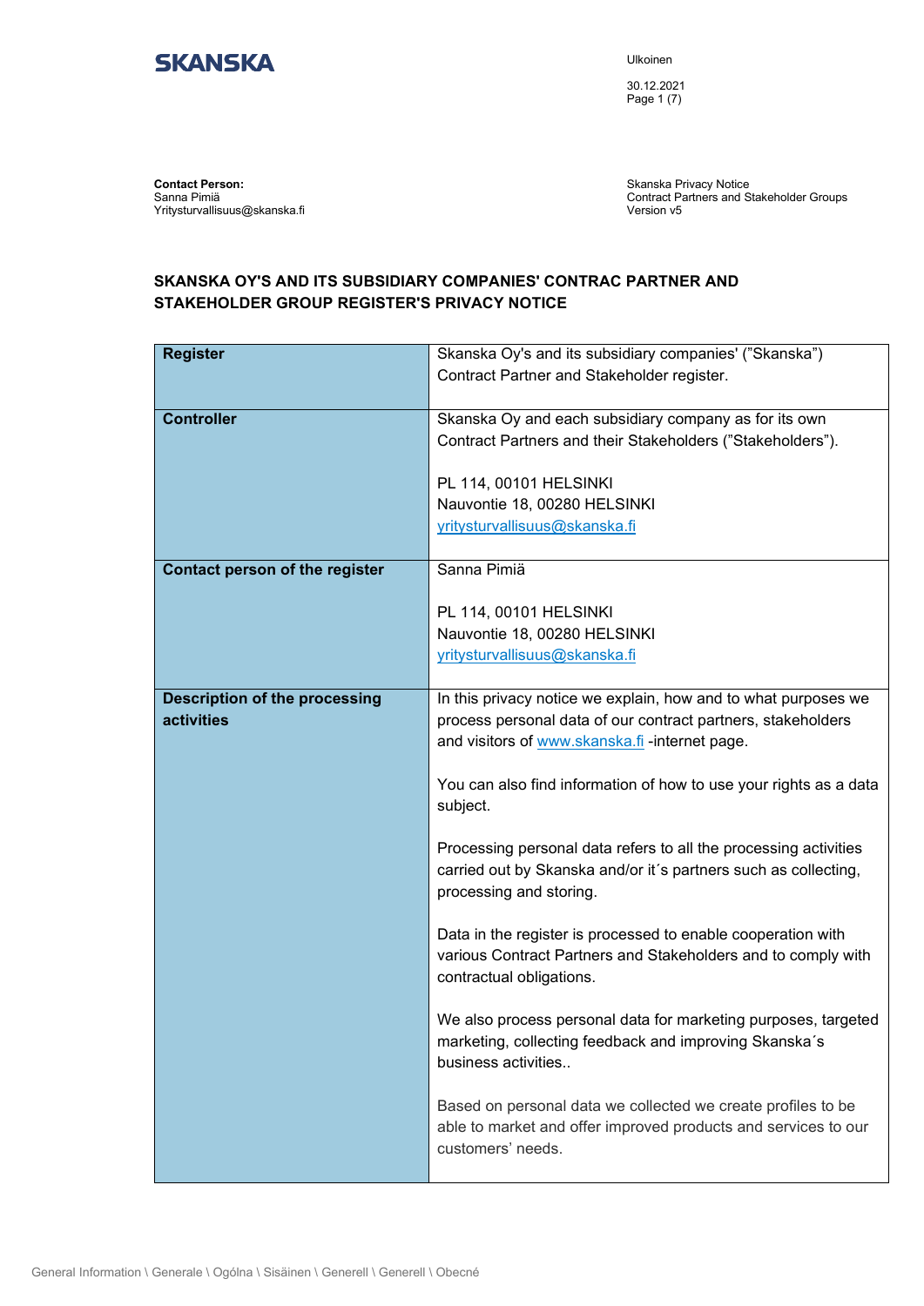**SKANSKA**

Ulkoinen

30.12.2021

**Contact Person:**
Sanna Pimiä
Yritysturvallisuus@skanska.fi

Skanska Privacy Notice
Contract Partners and Stakeholder Groups
Version v5

# SKANSKA OY'S AND ITS SUBSIDIARY COMPANIES' CONTRAC PARTNER AND STAKEHOLDER GROUP REGISTER'S PRIVACY NOTICE

| | |
|---|---|
| **Register** | Skanska Oy's and its subsidiary companies' ("Skanska") Contract Partner and Stakeholder register. |
| **Controller** | Skanska Oy and each subsidiary company as for its own Contract Partners and their Stakeholders ("Stakeholders").<br><br>PL 114, 00101 HELSINKI<br>Nauvontie 18, 00280 HELSINKI<br>yritysturvallisuus@skanska.fi |
| **Contact person of the register** | Sanna Pimiä<br><br>PL 114, 00101 HELSINKI<br>Nauvontie 18, 00280 HELSINKI<br>yritysturvallisuus@skanska.fi |
| **Description of the processing activities** | In this privacy notice we explain, how and to what purposes we process personal data of our contract partners, stakeholders and visitors of www.skanska.fi -internet page.<br><br>You can also find information of how to use your rights as a data subject.<br><br>Processing personal data refers to all the processing activities carried out by Skanska and/or it´s partners such as collecting, processing and storing.<br><br>Data in the register is processed to enable cooperation with various Contract Partners and Stakeholders and to comply with contractual obligations.<br><br>We also process personal data for marketing purposes, targeted marketing, collecting feedback and improving Skanska´s business activities..<br><br>Based on personal data we collected we create profiles to be able to market and offer improved products and services to our customers' needs. |

General Information \ Generale \ Ogólna \ Sisäinen \ Generell \ Generell \ Obecné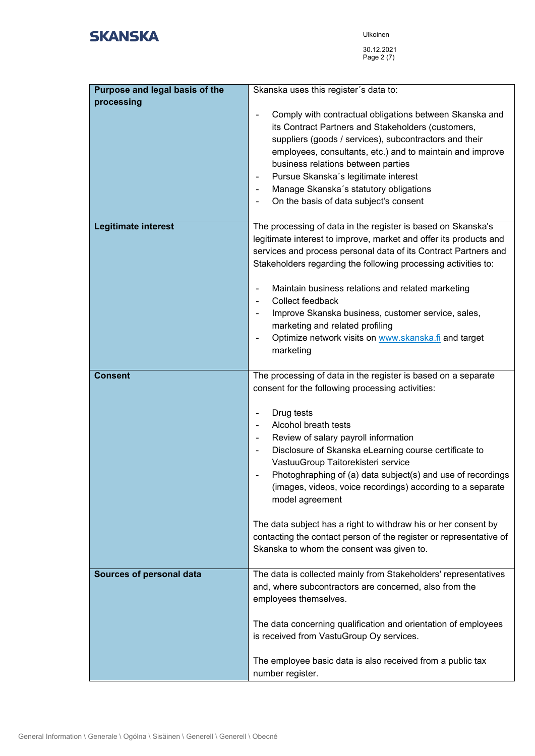| Purpose and legal basis of the processing | Skanska uses this register´s data to:<br><br>- Comply with contractual obligations between Skanska and its Contract Partners and Stakeholders (customers, suppliers (goods / services), subcontractors and their employees, consultants, etc.) and to maintain and improve business relations between parties<br>- Pursue Skanska´s legitimate interest<br>- Manage Skanska´s statutory obligations<br>- On the basis of data subject's consent |
|---|---|
| **Legitimate interest** | The processing of data in the register is based on Skanska's legitimate interest to improve, market and offer its products and services and process personal data of its Contract Partners and Stakeholders regarding the following processing activities to:<br><br>- Maintain business relations and related marketing<br>- Collect feedback<br>- Improve Skanska business, customer service, sales, marketing and related profiling<br>- Optimize network visits on [www.skanska.fi](http://www.skanska.fi) and target marketing |
| **Consent** | The processing of data in the register is based on a separate consent for the following processing activities:<br><br>- Drug tests<br>- Alcohol breath tests<br>- Review of salary payroll information<br>- Disclosure of Skanska eLearning course certificate to VastuuGroup Taitorekisteri service<br>- Photoghraphing of (a) data subject(s) and use of recordings (images, videos, voice recordings) according to a separate model agreement<br><br>The data subject has a right to withdraw his or her consent by contacting the contact person of the register or representative of Skanska to whom the consent was given to. |
| **Sources of personal data** | The data is collected mainly from Stakeholders' representatives and, where subcontractors are concerned, also from the employees themselves.<br><br>The data concerning qualification and orientation of employees is received from VastuGroup Oy services.<br><br>The employee basic data is also received from a public tax number register. |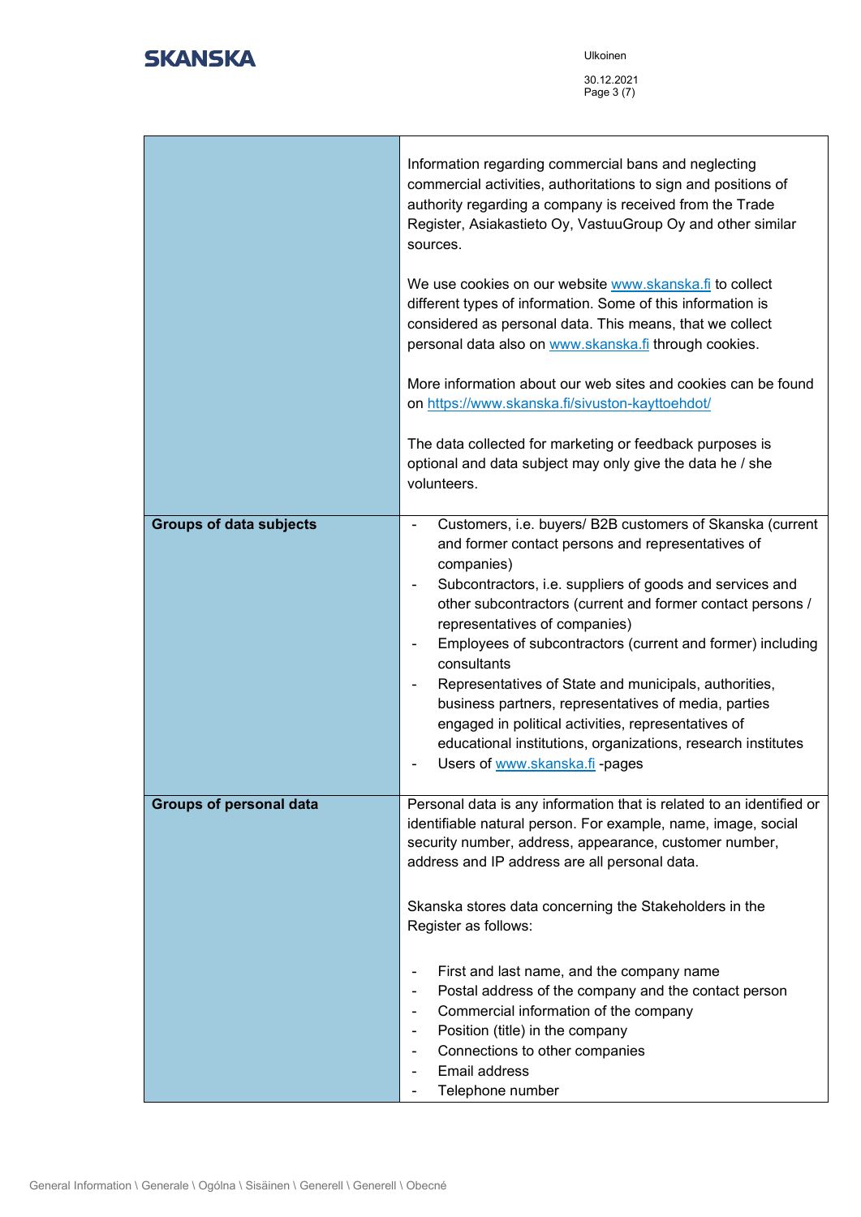| | |
|---|---|
| | Information regarding commercial bans and neglecting commercial activities, authoritations to sign and positions of authority regarding a company is received from the Trade Register, Asiakastieto Oy, VastuuGroup Oy and other similar sources.<br><br>We use cookies on our website www.skanska.fi to collect different types of information. Some of this information is considered as personal data. This means, that we collect personal data also on www.skanska.fi through cookies.<br><br>More information about our web sites and cookies can be found on https://www.skanska.fi/sivuston-kayttoehdot/<br><br>The data collected for marketing or feedback purposes is optional and data subject may only give the data he / she volunteers. |
| **Groups of data subjects** | - Customers, i.e. buyers/ B2B customers of Skanska (current and former contact persons and representatives of companies)<br>- Subcontractors, i.e. suppliers of goods and services and other subcontractors (current and former contact persons / representatives of companies)<br>- Employees of subcontractors (current and former) including consultants<br>- Representatives of State and municipals, authorities, business partners, representatives of media, parties engaged in political activities, representatives of educational institutions, organizations, research institutes<br>- Users of www.skanska.fi -pages |
| **Groups of personal data** | Personal data is any information that is related to an identified or identifiable natural person. For example, name, image, social security number, address, appearance, customer number, address and IP address are all personal data.<br><br>Skanska stores data concerning the Stakeholders in the Register as follows:<br><br>- First and last name, and the company name<br>- Postal address of the company and the contact person<br>- Commercial information of the company<br>- Position (title) in the company<br>- Connections to other companies<br>- Email address<br>- Telephone number |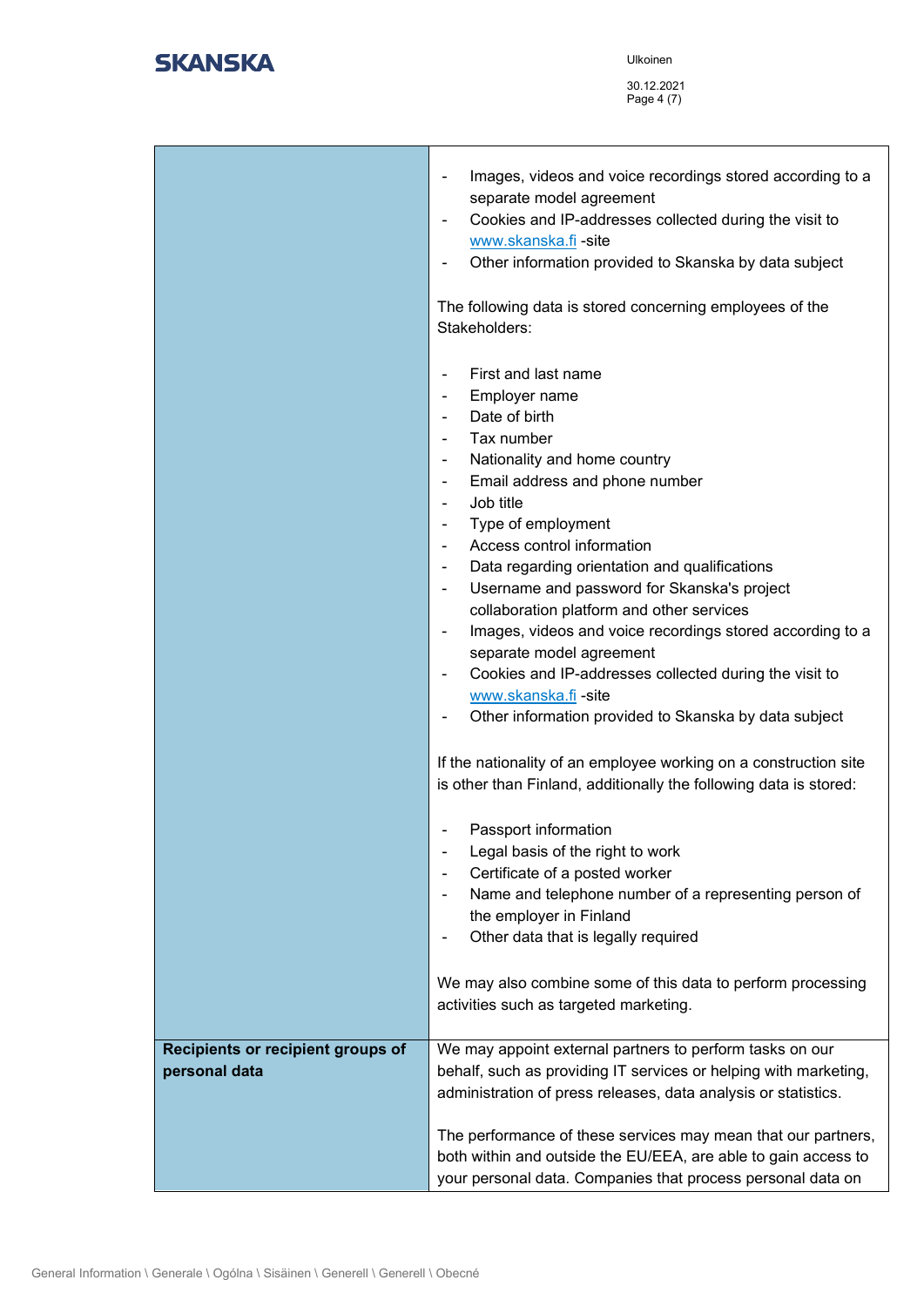| | |
|---|---|
| | - Images, videos and voice recordings stored according to a separate model agreement<br>- Cookies and IP-addresses collected during the visit to www.skanska.fi -site<br>- Other information provided to Skanska by data subject<br><br>The following data is stored concerning employees of the Stakeholders:<br><br>- First and last name<br>- Employer name<br>- Date of birth<br>- Tax number<br>- Nationality and home country<br>- Email address and phone number<br>- Job title<br>- Type of employment<br>- Access control information<br>- Data regarding orientation and qualifications<br>- Username and password for Skanska's project collaboration platform and other services<br>- Images, videos and voice recordings stored according to a separate model agreement<br>- Cookies and IP-addresses collected during the visit to www.skanska.fi -site<br>- Other information provided to Skanska by data subject<br><br>If the nationality of an employee working on a construction site is other than Finland, additionally the following data is stored:<br><br>- Passport information<br>- Legal basis of the right to work<br>- Certificate of a posted worker<br>- Name and telephone number of a representing person of the employer in Finland<br>- Other data that is legally required<br><br>We may also combine some of this data to perform processing activities such as targeted marketing. |
| **Recipients or recipient groups of personal data** | We may appoint external partners to perform tasks on our behalf, such as providing IT services or helping with marketing, administration of press releases, data analysis or statistics.<br><br>The performance of these services may mean that our partners, both within and outside the EU/EEA, are able to gain access to your personal data. Companies that process personal data on |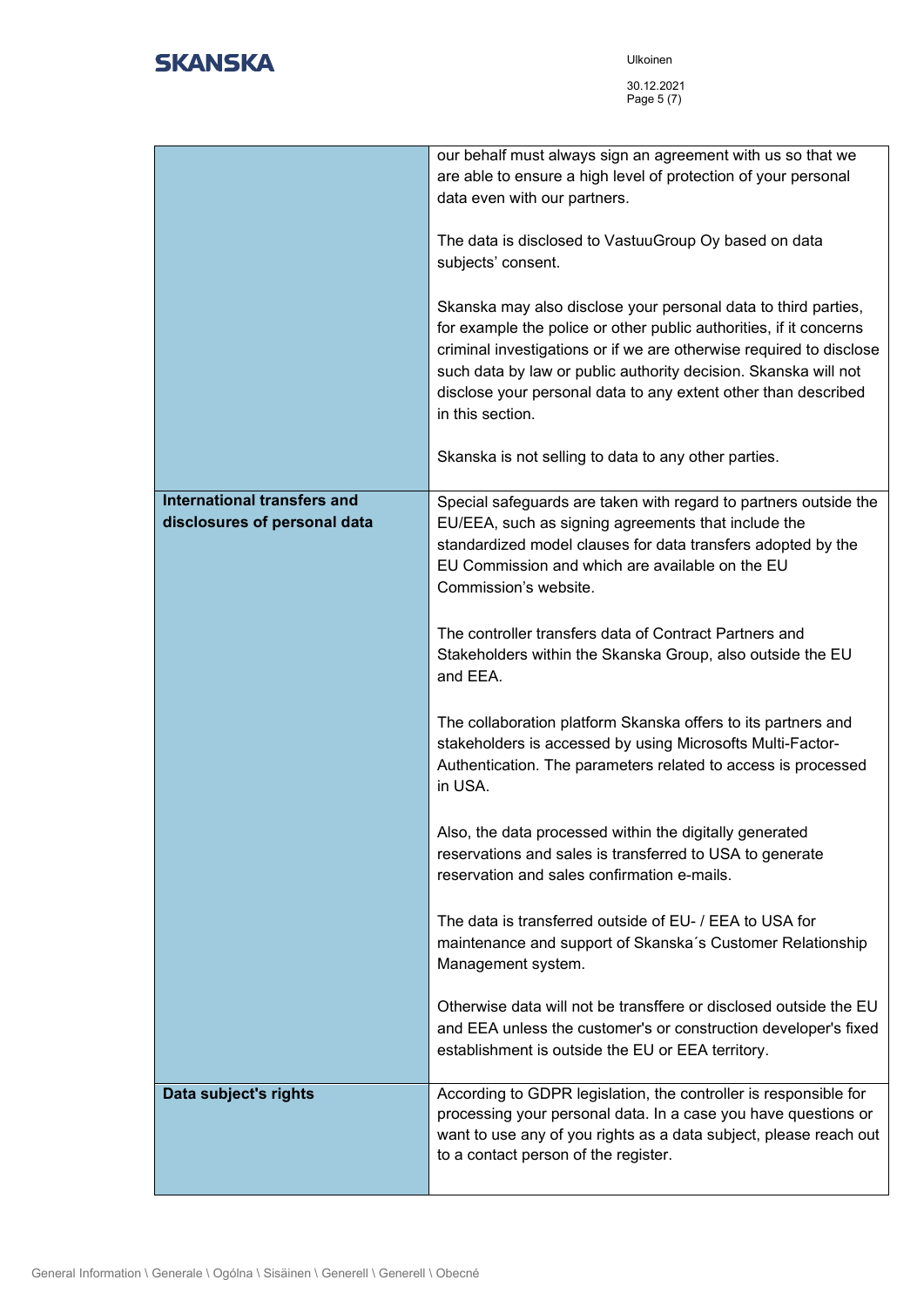| | |
|---|---|
| | our behalf must always sign an agreement with us so that we are able to ensure a high level of protection of your personal data even with our partners.<br><br>The data is disclosed to VastuuGroup Oy based on data subjects' consent.<br><br>Skanska may also disclose your personal data to third parties, for example the police or other public authorities, if it concerns criminal investigations or if we are otherwise required to disclose such data by law or public authority decision. Skanska will not disclose your personal data to any extent other than described in this section.<br><br>Skanska is not selling to data to any other parties. |
| **International transfers and disclosures of personal data** | Special safeguards are taken with regard to partners outside the EU/EEA, such as signing agreements that include the standardized model clauses for data transfers adopted by the EU Commission and which are available on the EU Commission's website.<br><br>The controller transfers data of Contract Partners and Stakeholders within the Skanska Group, also outside the EU and EEA.<br><br>The collaboration platform Skanska offers to its partners and stakeholders is accessed by using Microsofts Multi-Factor-Authentication. The parameters related to access is processed in USA.<br><br>Also, the data processed within the digitally generated reservations and sales is transferred to USA to generate reservation and sales confirmation e-mails.<br><br>The data is transferred outside of EU- / EEA to USA for maintenance and support of Skanska´s Customer Relationship Management system.<br><br>Otherwise data will not be transffere or disclosed outside the EU and EEA unless the customer's or construction developer's fixed establishment is outside the EU or EEA territory. |
| **Data subject's rights** | According to GDPR legislation, the controller is responsible for processing your personal data. In a case you have questions or want to use any of you rights as a data subject, please reach out to a contact person of the register. |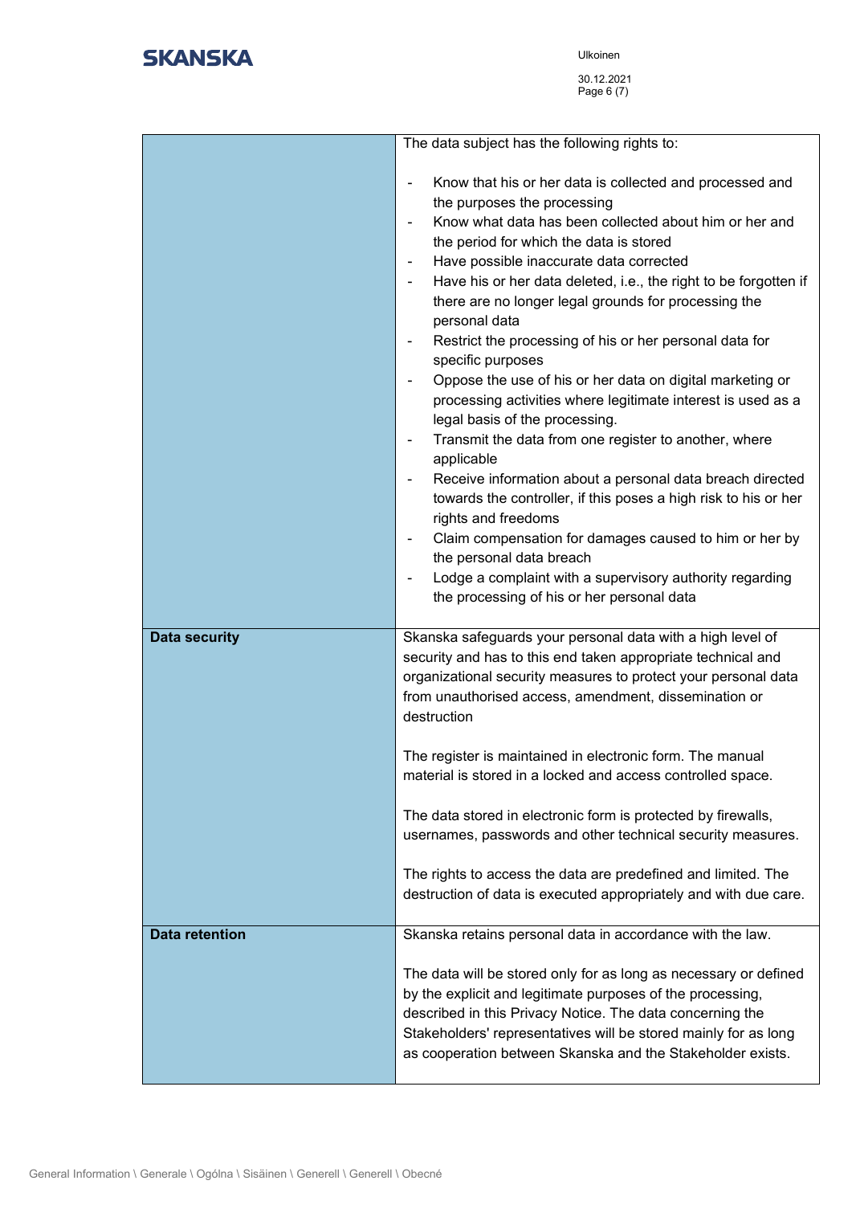| | |
|---|---|
| | The data subject has the following rights to:<br><br>- Know that his or her data is collected and processed and the purposes the processing<br>- Know what data has been collected about him or her and the period for which the data is stored<br>- Have possible inaccurate data corrected<br>- Have his or her data deleted, i.e., the right to be forgotten if there are no longer legal grounds for processing the personal data<br>- Restrict the processing of his or her personal data for specific purposes<br>- Oppose the use of his or her data on digital marketing or processing activities where legitimate interest is used as a legal basis of the processing.<br>- Transmit the data from one register to another, where applicable<br>- Receive information about a personal data breach directed towards the controller, if this poses a high risk to his or her rights and freedoms<br>- Claim compensation for damages caused to him or her by the personal data breach<br>- Lodge a complaint with a supervisory authority regarding the processing of his or her personal data |
| **Data security** | Skanska safeguards your personal data with a high level of security and has to this end taken appropriate technical and organizational security measures to protect your personal data from unauthorised access, amendment, dissemination or destruction<br><br>The register is maintained in electronic form. The manual material is stored in a locked and access controlled space.<br><br>The data stored in electronic form is protected by firewalls, usernames, passwords and other technical security measures.<br><br>The rights to access the data are predefined and limited. The destruction of data is executed appropriately and with due care. |
| **Data retention** | Skanska retains personal data in accordance with the law.<br><br>The data will be stored only for as long as necessary or defined by the explicit and legitimate purposes of the processing, described in this Privacy Notice. The data concerning the Stakeholders' representatives will be stored mainly for as long as cooperation between Skanska and the Stakeholder exists. |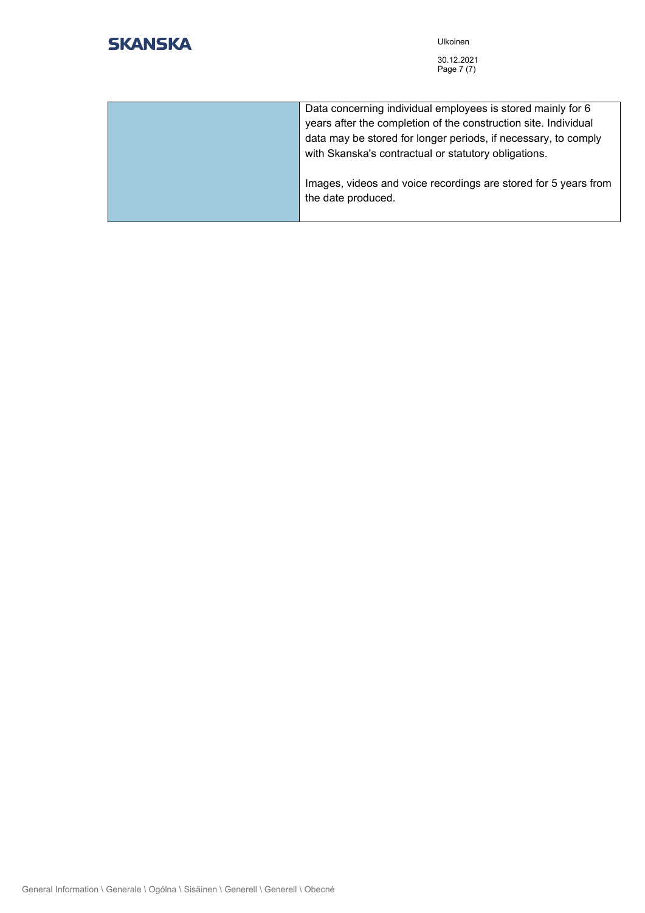| | |
|---|---|
| | Data concerning individual employees is stored mainly for 6 years after the completion of the construction site. Individual data may be stored for longer periods, if necessary, to comply with Skanska's contractual or statutory obligations.<br><br>Images, videos and voice recordings are stored for 5 years from the date produced. |